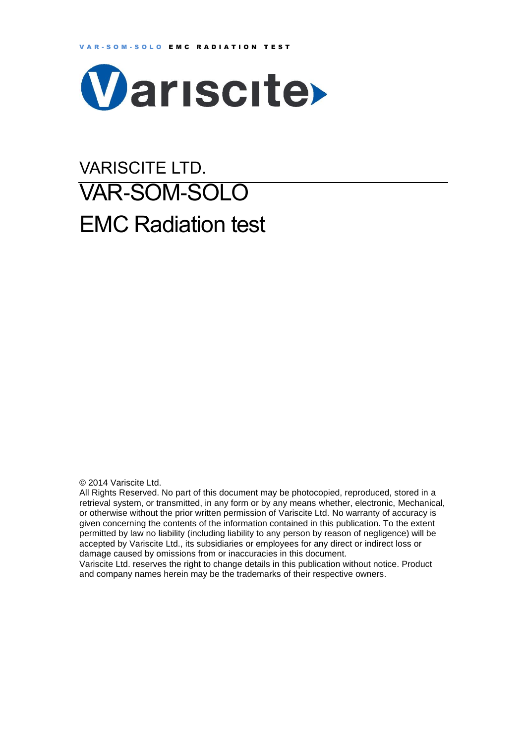VARISCITE LTD.

# VAR-SOM-SOLO

# EMC Radiation test

© 2014 Variscite Ltd.

All Rights Reserved. No part of this document may be photocopied, reproduced, stored in a retrieval system, or transmitted, in any form or by any means whether, electronic, Mechanical, or otherwise without the prior written permission of Variscite Ltd. No warranty of accuracy is given concerning the contents of the information contained in this publication. To the extent permitted by law no liability (including liability to any person by reason of negligence) will be accepted by Variscite Ltd., its subsidiaries or employees for any direct or indirect loss or damage caused by omissions from or inaccuracies in this document.

Variscite Ltd. reserves the right to change details in this publication without notice. Product and company names herein may be the trademarks of their respective owners.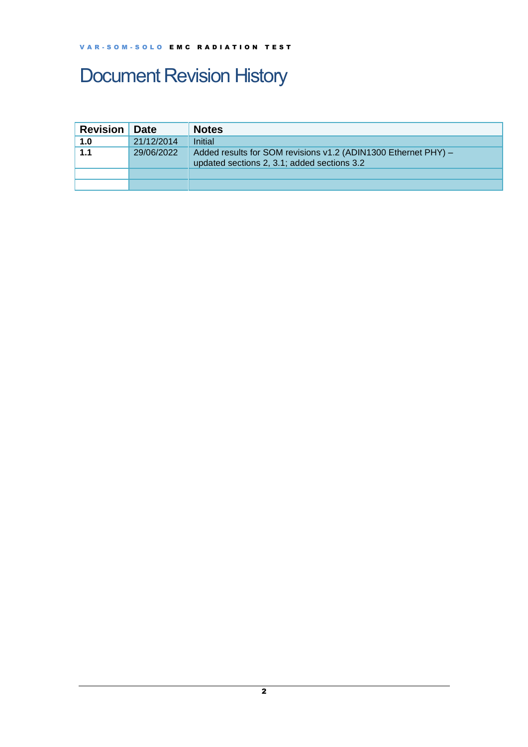# Document Revision History

| Revision | Date | Notes |
|---|---|---|
| 1.0 | 21/12/2014 | Initial |
| 1.1 | 29/06/2022 | Added results for SOM revisions v1.2 (ADIN1300 Ethernet PHY) – updated sections 2, 3.1; added sections 3.2 |
| | | |
| | | |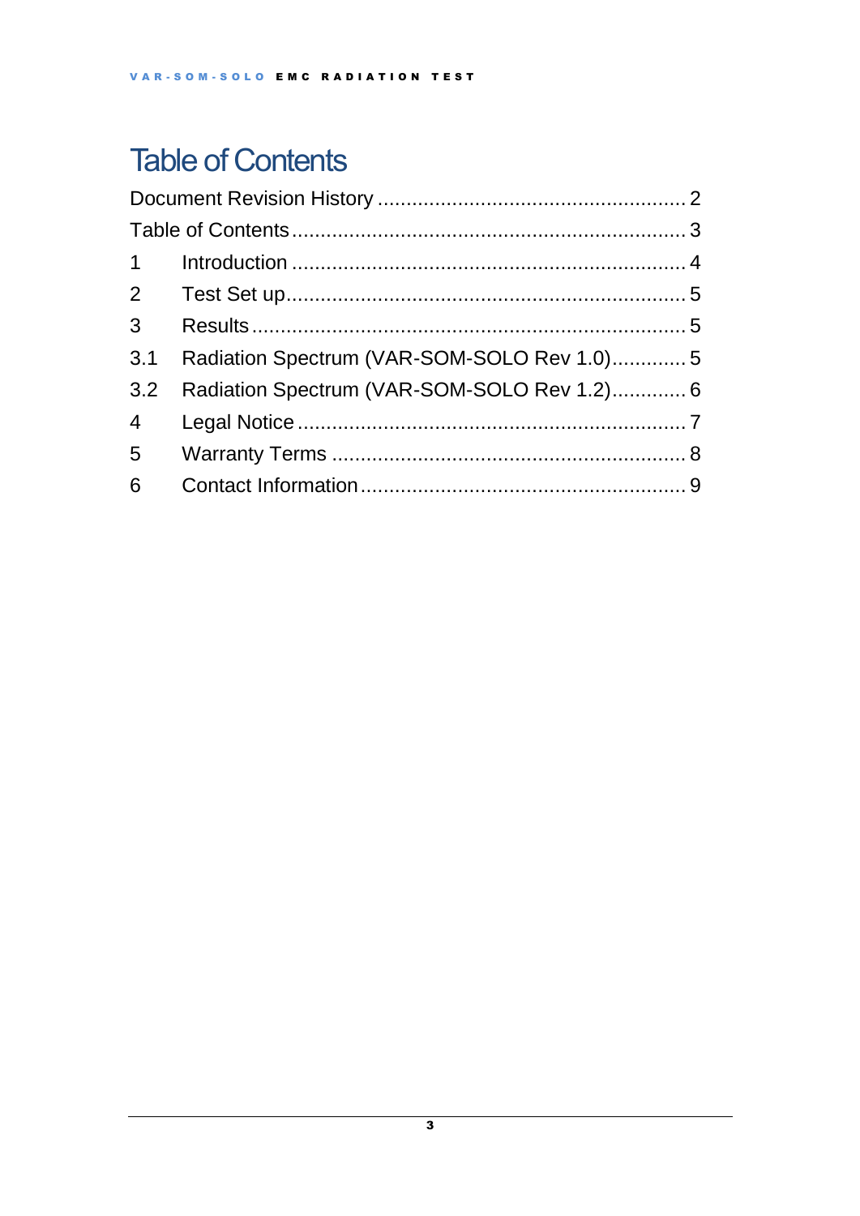# Table of Contents

Document Revision History ........................................................ 2
Table of Contents ........................................................................ 3
1 Introduction ............................................................................. 4
2 Test Set up................................................................................ 5
3 Results ...................................................................................... 5
3.1 Radiation Spectrum (VAR-SOM-SOLO Rev 1.0)............. 5
3.2 Radiation Spectrum (VAR-SOM-SOLO Rev 1.2)............. 6
4 Legal Notice ............................................................................. 7
5 Warranty Terms ........................................................................ 8
6 Contact Information.................................................................. 9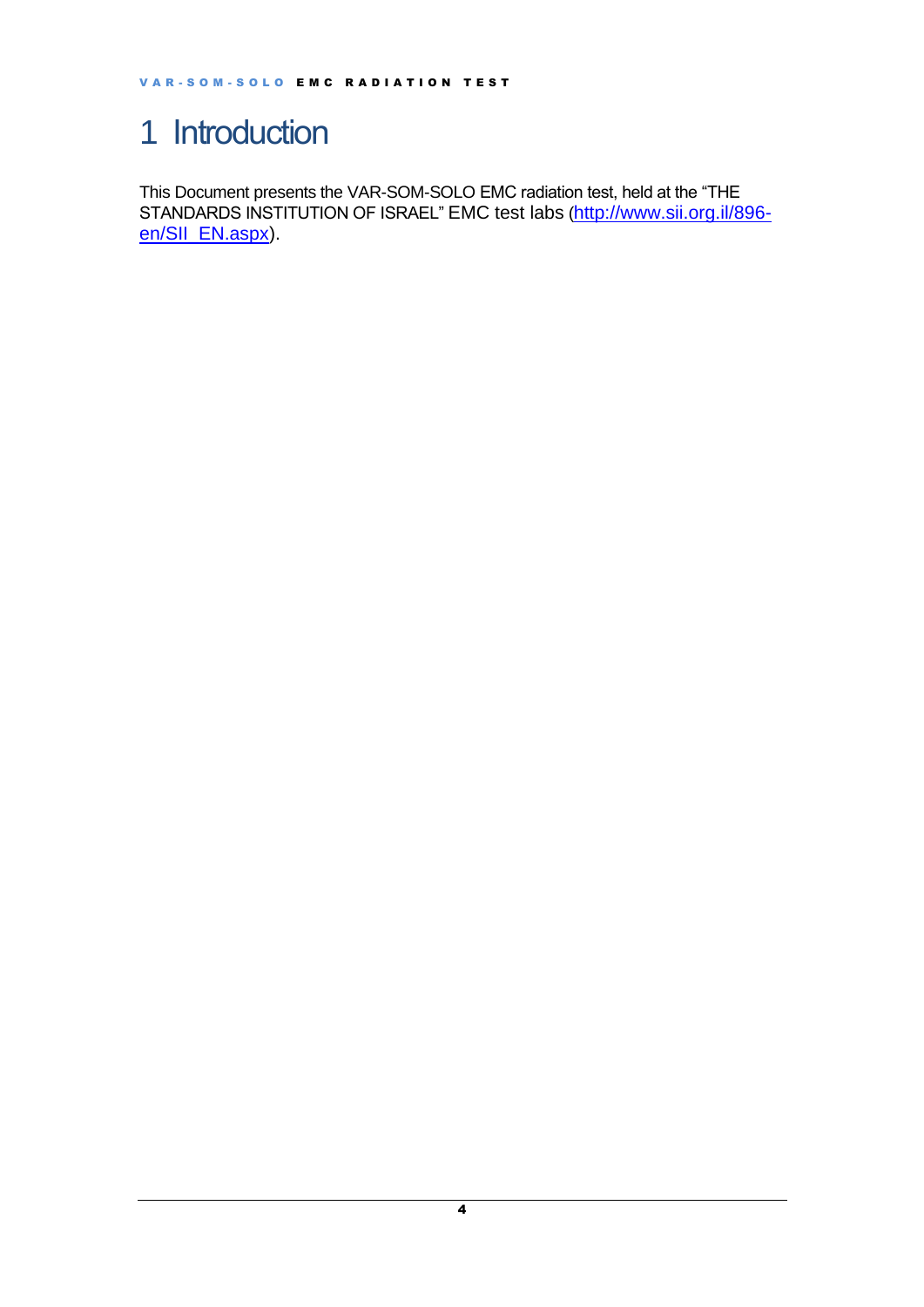# 1 Introduction

This Document presents the VAR-SOM-SOLO EMC radiation test, held at the "THE STANDARDS INSTITUTION OF ISRAEL" EMC test labs (http://www.sii.org.il/896-en/SII_EN.aspx).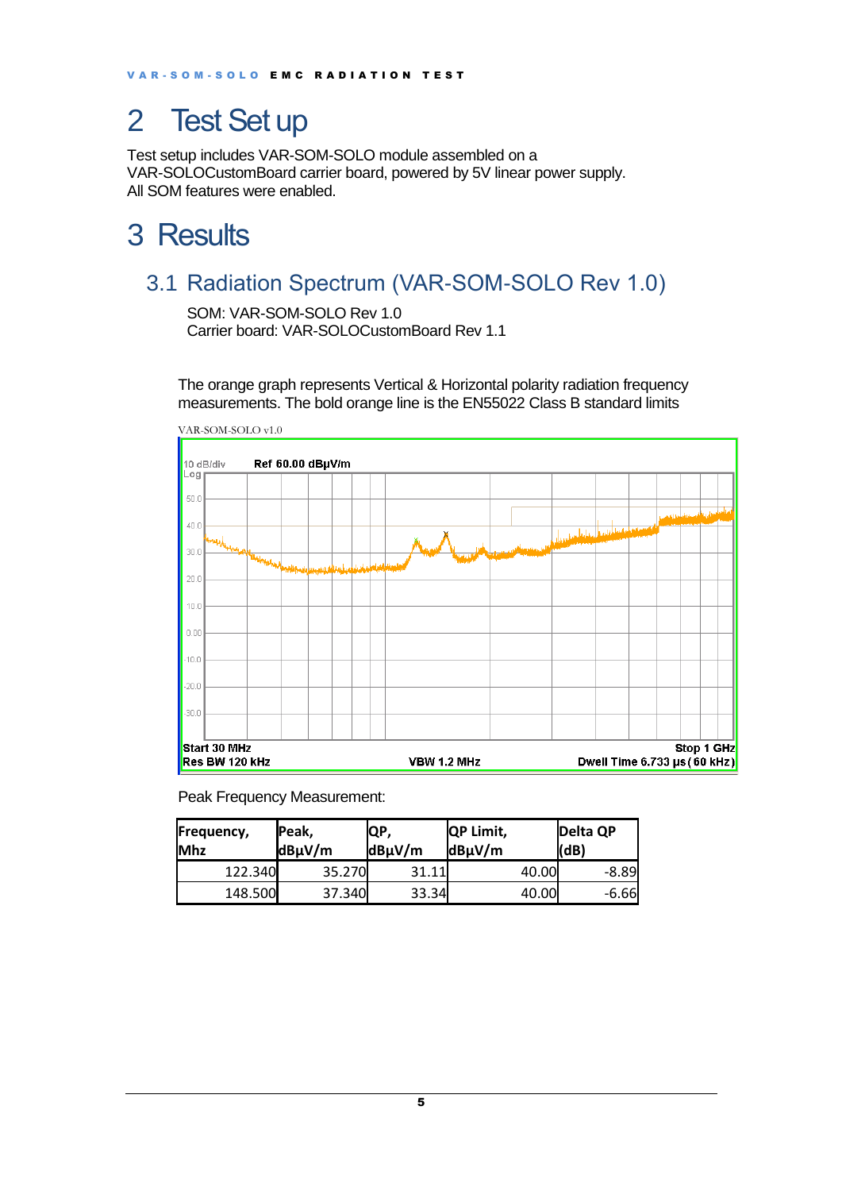# 2 Test Set up

Test setup includes VAR-SOM-SOLO module assembled on a VAR-SOLOCustomBoard carrier board, powered by 5V linear power supply. All SOM features were enabled.

# 3 Results

## 3.1 Radiation Spectrum (VAR-SOM-SOLO Rev 1.0)

SOM: VAR-SOM-SOLO Rev 1.0
Carrier board: VAR-SOLOCustomBoard Rev 1.1

The orange graph represents Vertical & Horizontal polarity radiation frequency measurements. The bold orange line is the EN55022 Class B standard limits

VAR-SOM-SOLO v1.0

10 dB/div Log    Ref 60.00 dBµV/m

Start 30 MHz    Stop 1 GHz
Res BW 120 kHz    VBW 1.2 MHz    Dwell Time 6.733 µs (60 kHz)

Peak Frequency Measurement:

| Frequency, Mhz | Peak, dBµV/m | QP, dBµV/m | QP Limit, dBµV/m | Delta QP (dB) |
|---|---|---|---|---|
| 122.340 | 35.270 | 31.11 | 40.00 | -8.89 |
| 148.500 | 37.340 | 33.34 | 40.00 | -6.66 |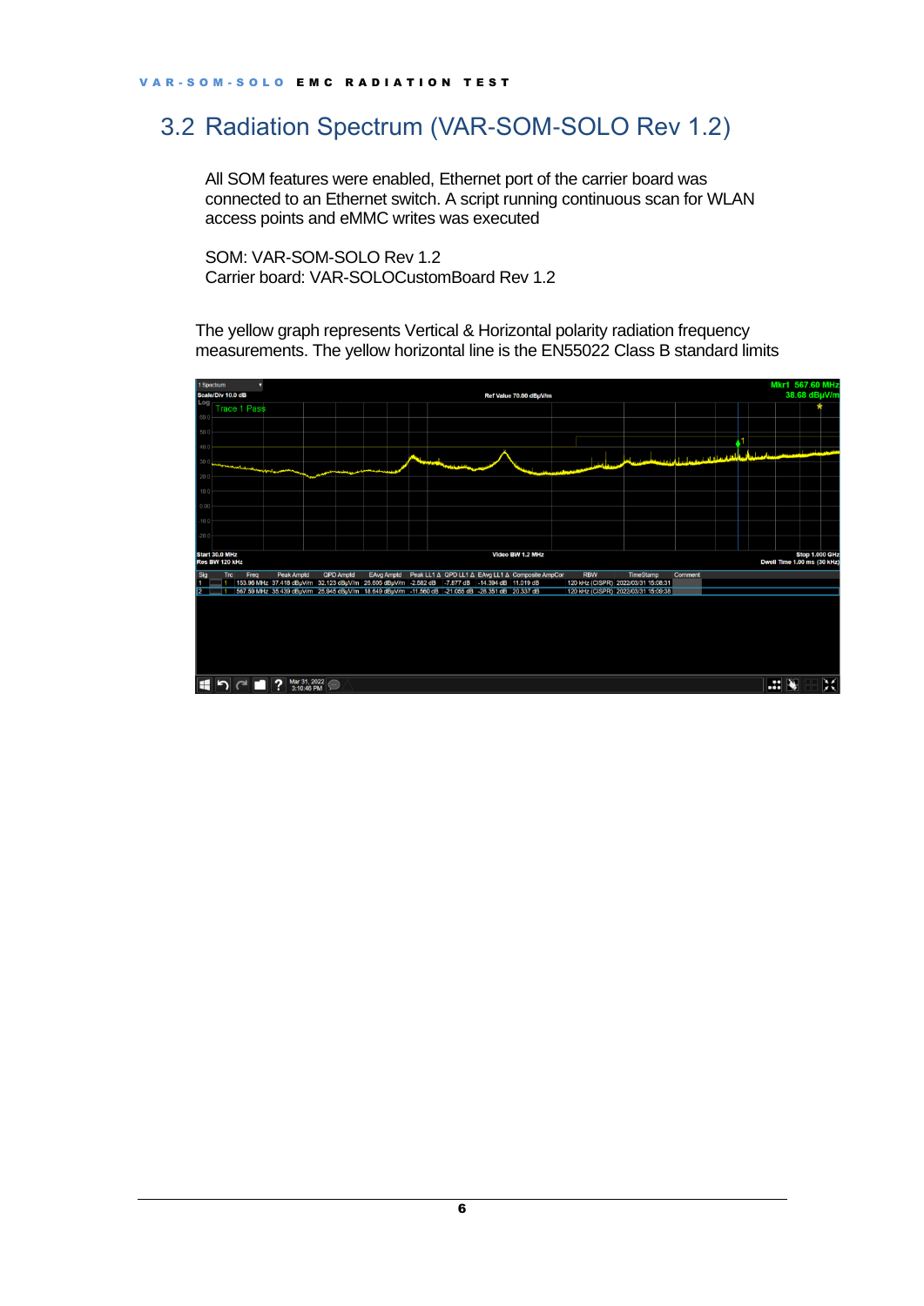## 3.2 Radiation Spectrum (VAR-SOM-SOLO Rev 1.2)

All SOM features were enabled, Ethernet port of the carrier board was connected to an Ethernet switch. A script running continuous scan for WLAN access points and eMMC writes was executed

SOM: VAR-SOM-SOLO Rev 1.2
Carrier board: VAR-SOLOCustomBoard Rev 1.2

The yellow graph represents Vertical & Horizontal polarity radiation frequency measurements. The yellow horizontal line is the EN55022 Class B standard limits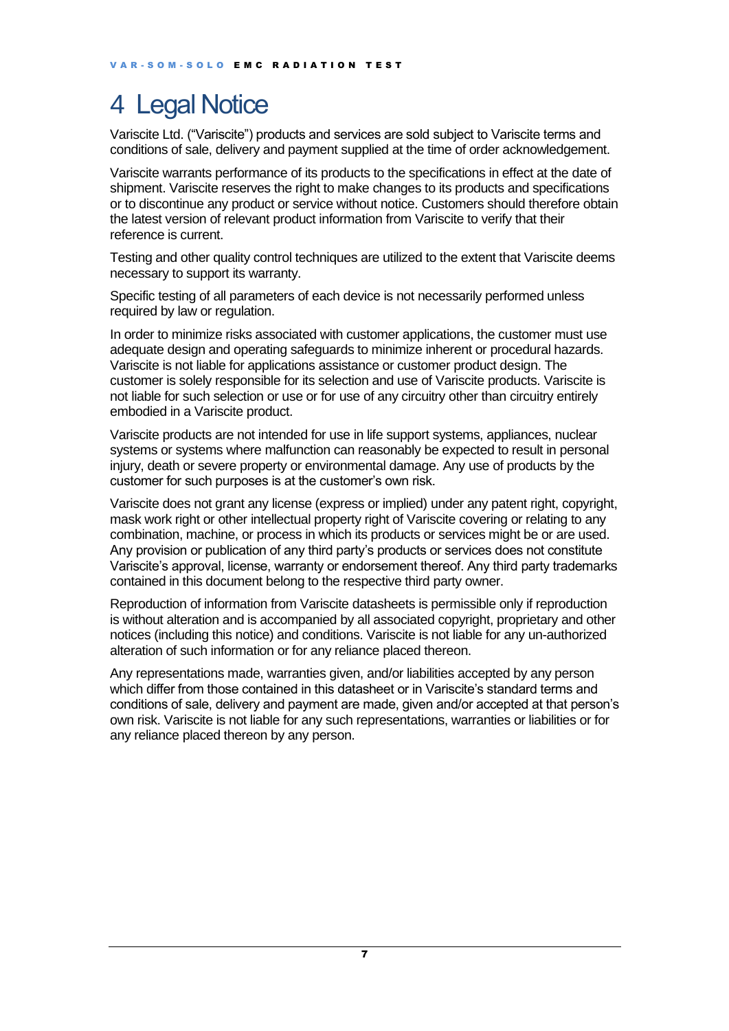# 4 Legal Notice

Variscite Ltd. ("Variscite") products and services are sold subject to Variscite terms and conditions of sale, delivery and payment supplied at the time of order acknowledgement.

Variscite warrants performance of its products to the specifications in effect at the date of shipment. Variscite reserves the right to make changes to its products and specifications or to discontinue any product or service without notice. Customers should therefore obtain the latest version of relevant product information from Variscite to verify that their reference is current.

Testing and other quality control techniques are utilized to the extent that Variscite deems necessary to support its warranty.

Specific testing of all parameters of each device is not necessarily performed unless required by law or regulation.

In order to minimize risks associated with customer applications, the customer must use adequate design and operating safeguards to minimize inherent or procedural hazards. Variscite is not liable for applications assistance or customer product design. The customer is solely responsible for its selection and use of Variscite products. Variscite is not liable for such selection or use or for use of any circuitry other than circuitry entirely embodied in a Variscite product.

Variscite products are not intended for use in life support systems, appliances, nuclear systems or systems where malfunction can reasonably be expected to result in personal injury, death or severe property or environmental damage. Any use of products by the customer for such purposes is at the customer's own risk.

Variscite does not grant any license (express or implied) under any patent right, copyright, mask work right or other intellectual property right of Variscite covering or relating to any combination, machine, or process in which its products or services might be or are used. Any provision or publication of any third party's products or services does not constitute Variscite's approval, license, warranty or endorsement thereof. Any third party trademarks contained in this document belong to the respective third party owner.

Reproduction of information from Variscite datasheets is permissible only if reproduction is without alteration and is accompanied by all associated copyright, proprietary and other notices (including this notice) and conditions. Variscite is not liable for any un-authorized alteration of such information or for any reliance placed thereon.

Any representations made, warranties given, and/or liabilities accepted by any person which differ from those contained in this datasheet or in Variscite's standard terms and conditions of sale, delivery and payment are made, given and/or accepted at that person's own risk. Variscite is not liable for any such representations, warranties or liabilities or for any reliance placed thereon by any person.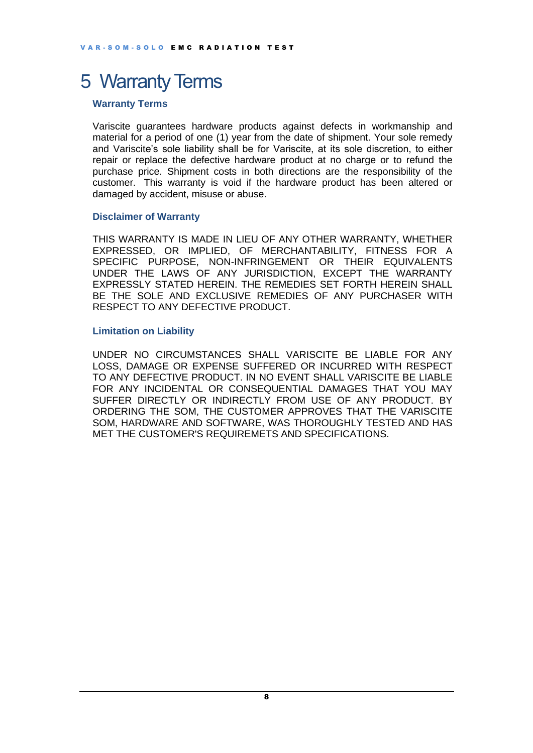# 5 Warranty Terms

### Warranty Terms

Variscite guarantees hardware products against defects in workmanship and material for a period of one (1) year from the date of shipment. Your sole remedy and Variscite's sole liability shall be for Variscite, at its sole discretion, to either repair or replace the defective hardware product at no charge or to refund the purchase price. Shipment costs in both directions are the responsibility of the customer. This warranty is void if the hardware product has been altered or damaged by accident, misuse or abuse.

### Disclaimer of Warranty

THIS WARRANTY IS MADE IN LIEU OF ANY OTHER WARRANTY, WHETHER EXPRESSED, OR IMPLIED, OF MERCHANTABILITY, FITNESS FOR A SPECIFIC PURPOSE, NON-INFRINGEMENT OR THEIR EQUIVALENTS UNDER THE LAWS OF ANY JURISDICTION, EXCEPT THE WARRANTY EXPRESSLY STATED HEREIN. THE REMEDIES SET FORTH HEREIN SHALL BE THE SOLE AND EXCLUSIVE REMEDIES OF ANY PURCHASER WITH RESPECT TO ANY DEFECTIVE PRODUCT.

### Limitation on Liability

UNDER NO CIRCUMSTANCES SHALL VARISCITE BE LIABLE FOR ANY LOSS, DAMAGE OR EXPENSE SUFFERED OR INCURRED WITH RESPECT TO ANY DEFECTIVE PRODUCT. IN NO EVENT SHALL VARISCITE BE LIABLE FOR ANY INCIDENTAL OR CONSEQUENTIAL DAMAGES THAT YOU MAY SUFFER DIRECTLY OR INDIRECTLY FROM USE OF ANY PRODUCT. BY ORDERING THE SOM, THE CUSTOMER APPROVES THAT THE VARISCITE SOM, HARDWARE AND SOFTWARE, WAS THOROUGHLY TESTED AND HAS MET THE CUSTOMER'S REQUIREMETS AND SPECIFICATIONS.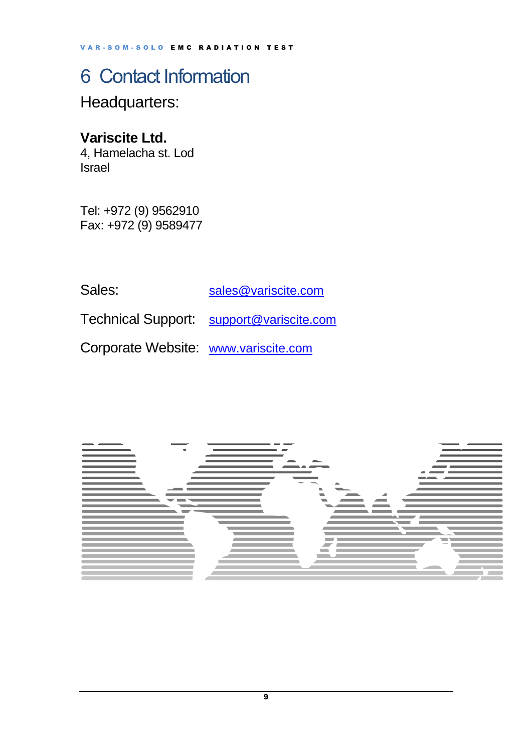# 6 Contact Information

Headquarters:

**Variscite Ltd.**
4, Hamelacha st. Lod
Israel

Tel: +972 (9) 9562910
Fax: +972 (9) 9589477

Sales: sales@variscite.com

Technical Support: support@variscite.com

Corporate Website: www.variscite.com